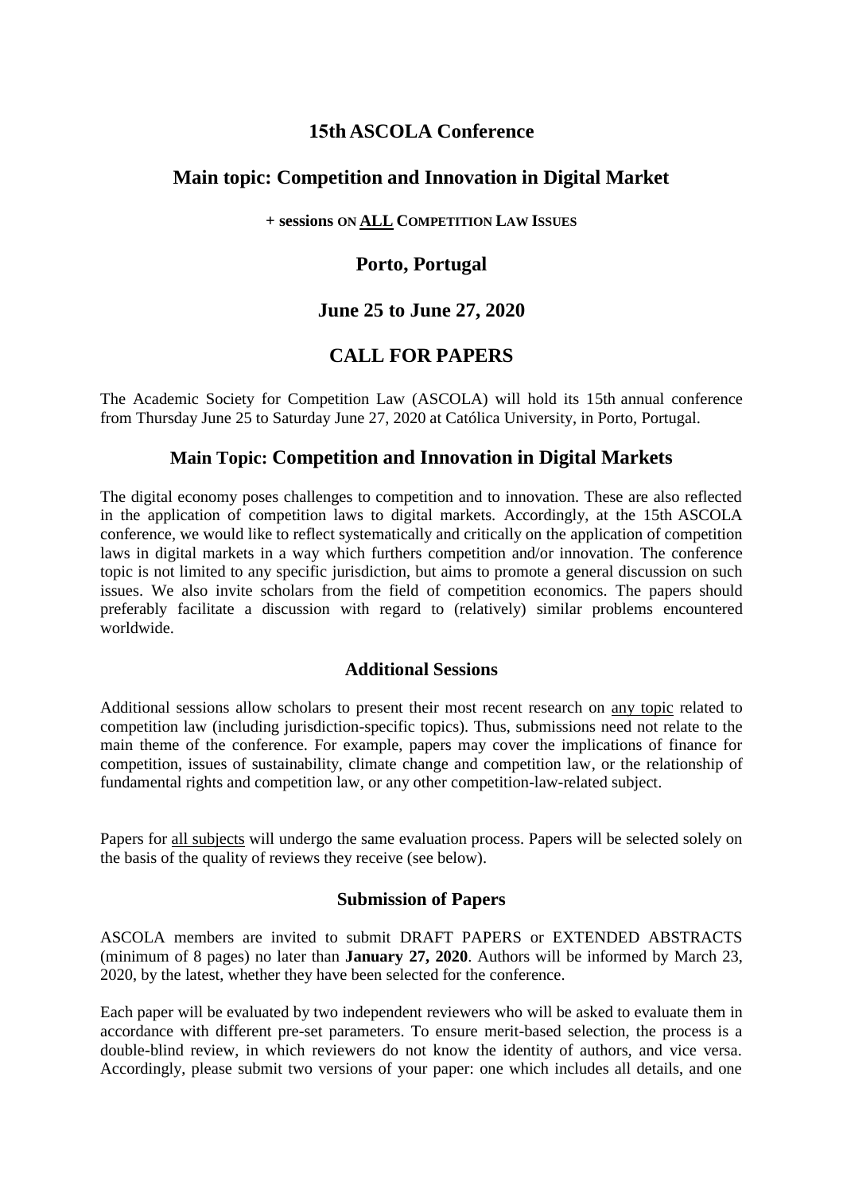# 15th ASCOLA Conference

## Main topic: Competition and Innovation in Digital Market

**+ sessions ON ALL COMPETITION LAW ISSUES**

## Porto, Portugal

## June 25 to June 27, 2020

## CALL FOR PAPERS

The Academic Society for Competition Law (ASCOLA) will hold its 15th annual conference from Thursday June 25 to Saturday June 27, 2020 at Católica University, in Porto, Portugal.

### Main Topic: Competition and Innovation in Digital Markets

The digital economy poses challenges to competition and to innovation. These are also reflected in the application of competition laws to digital markets. Accordingly, at the 15th ASCOLA conference, we would like to reflect systematically and critically on the application of competition laws in digital markets in a way which furthers competition and/or innovation. The conference topic is not limited to any specific jurisdiction, but aims to promote a general discussion on such issues. We also invite scholars from the field of competition economics. The papers should preferably facilitate a discussion with regard to (relatively) similar problems encountered worldwide.

### Additional Sessions

Additional sessions allow scholars to present their most recent research on any topic related to competition law (including jurisdiction-specific topics). Thus, submissions need not relate to the main theme of the conference. For example, papers may cover the implications of finance for competition, issues of sustainability, climate change and competition law, or the relationship of fundamental rights and competition law, or any other competition-law-related subject.

Papers for all subjects will undergo the same evaluation process. Papers will be selected solely on the basis of the quality of reviews they receive (see below).

### Submission of Papers

ASCOLA members are invited to submit DRAFT PAPERS or EXTENDED ABSTRACTS (minimum of 8 pages) no later than **January 27, 2020**. Authors will be informed by March 23, 2020, by the latest, whether they have been selected for the conference.

Each paper will be evaluated by two independent reviewers who will be asked to evaluate them in accordance with different pre-set parameters. To ensure merit-based selection, the process is a double-blind review, in which reviewers do not know the identity of authors, and vice versa. Accordingly, please submit two versions of your paper: one which includes all details, and one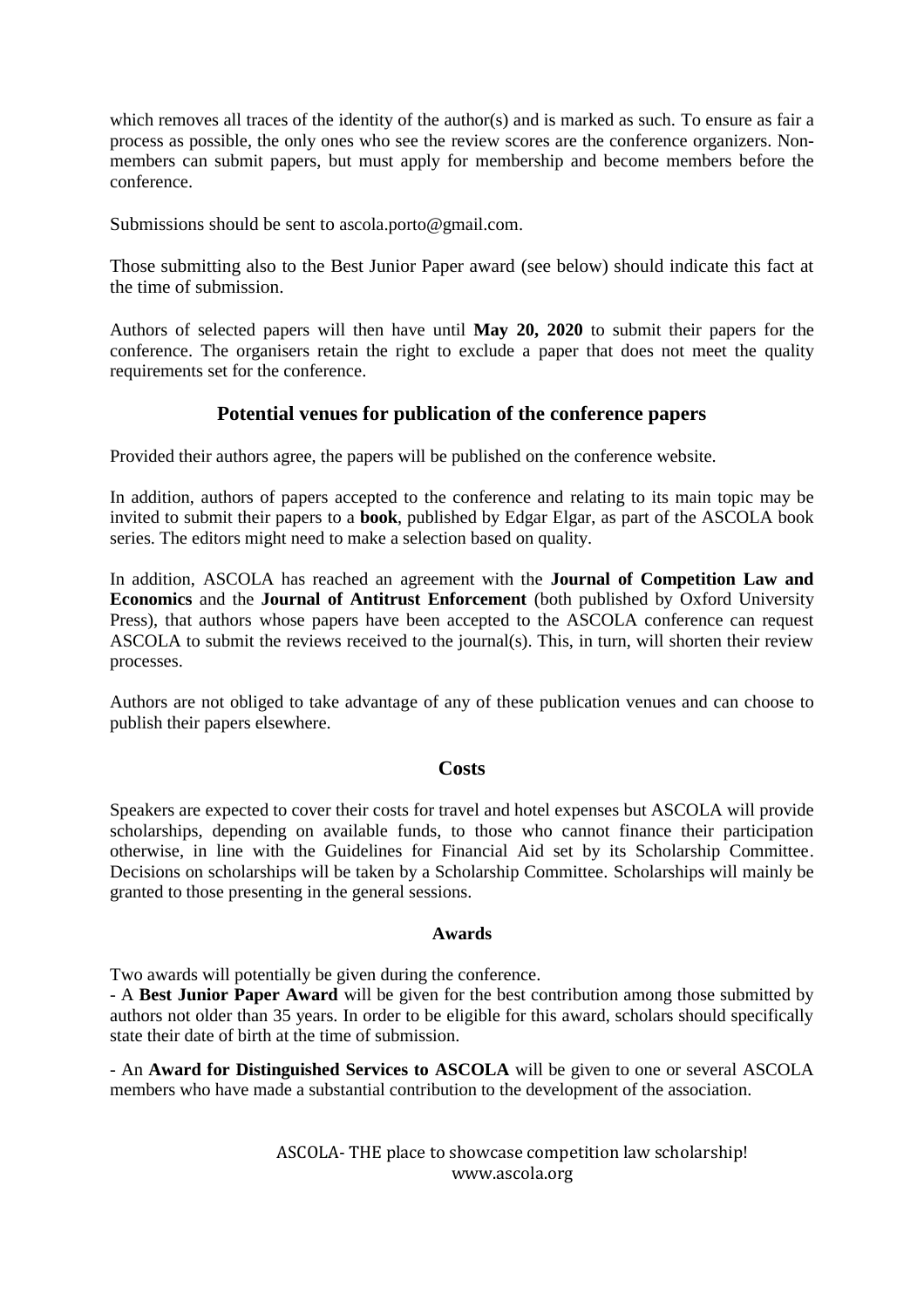which removes all traces of the identity of the author(s) and is marked as such. To ensure as fair a process as possible, the only ones who see the review scores are the conference organizers. Non-members can submit papers, but must apply for membership and become members before the conference.

Submissions should be sent to ascola.porto@gmail.com.

Those submitting also to the Best Junior Paper award (see below) should indicate this fact at the time of submission.

Authors of selected papers will then have until **May 20, 2020** to submit their papers for the conference. The organisers retain the right to exclude a paper that does not meet the quality requirements set for the conference.

## Potential venues for publication of the conference papers

Provided their authors agree, the papers will be published on the conference website.

In addition, authors of papers accepted to the conference and relating to its main topic may be invited to submit their papers to a **book**, published by Edgar Elgar, as part of the ASCOLA book series. The editors might need to make a selection based on quality.

In addition, ASCOLA has reached an agreement with the **Journal of Competition Law and Economics** and the **Journal of Antitrust Enforcement** (both published by Oxford University Press), that authors whose papers have been accepted to the ASCOLA conference can request ASCOLA to submit the reviews received to the journal(s). This, in turn, will shorten their review processes.

Authors are not obliged to take advantage of any of these publication venues and can choose to publish their papers elsewhere.

## Costs

Speakers are expected to cover their costs for travel and hotel expenses but ASCOLA will provide scholarships, depending on available funds, to those who cannot finance their participation otherwise, in line with the Guidelines for Financial Aid set by its Scholarship Committee. Decisions on scholarships will be taken by a Scholarship Committee. Scholarships will mainly be granted to those presenting in the general sessions.

### Awards

Two awards will potentially be given during the conference.

- A **Best Junior Paper Award** will be given for the best contribution among those submitted by authors not older than 35 years. In order to be eligible for this award, scholars should specifically state their date of birth at the time of submission.

- An **Award for Distinguished Services to ASCOLA** will be given to one or several ASCOLA members who have made a substantial contribution to the development of the association.

ASCOLA- THE place to showcase competition law scholarship!
www.ascola.org